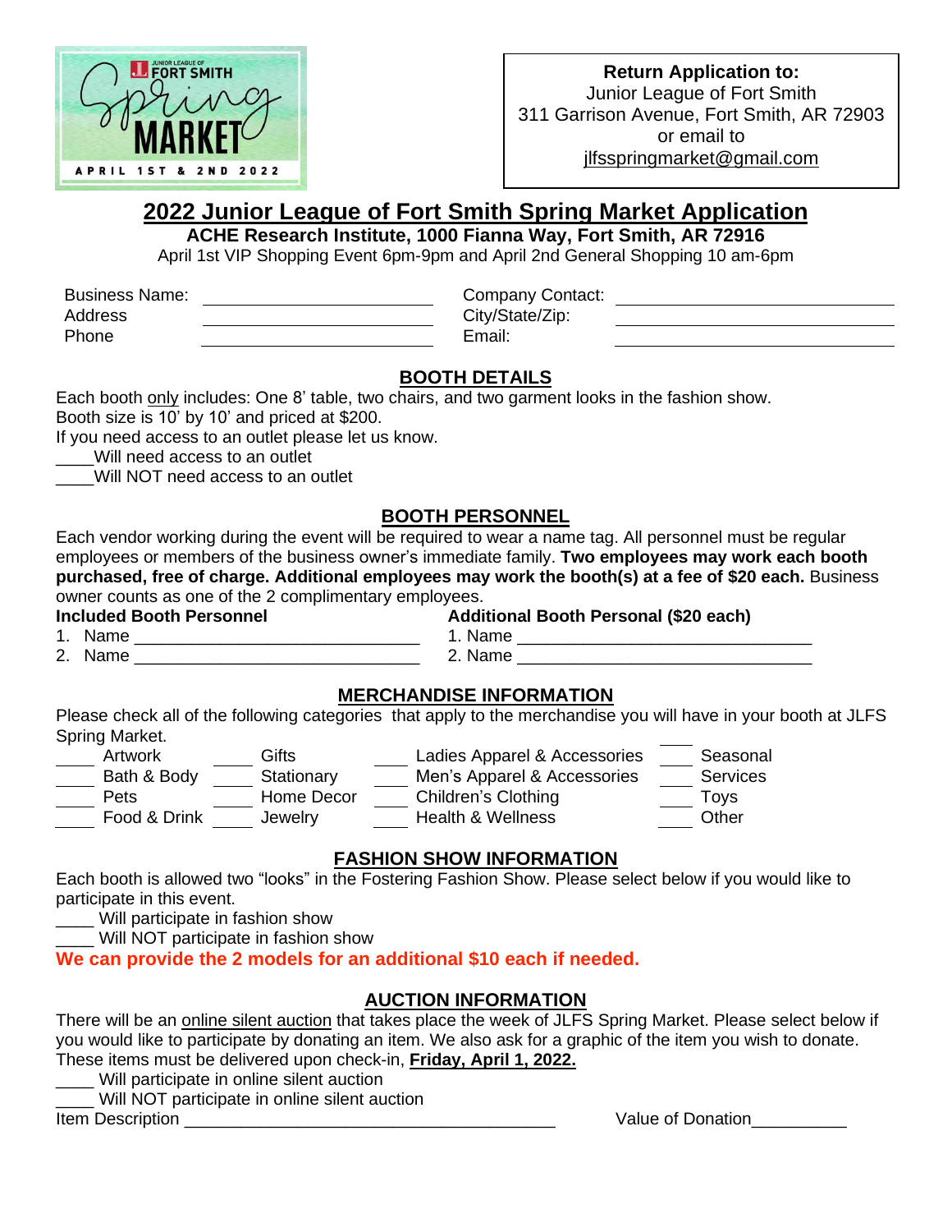JUNIOR LEAGUE OF FORT SMITH Spring MARKET APRIL 1ST & 2ND 2022

**Return Application to:**
Junior League of Fort Smith
311 Garrison Avenue, Fort Smith, AR 72903
or email to
jlfsspringmarket@gmail.com

# 2022 Junior League of Fort Smith Spring Market Application

**ACHE Research Institute, 1000 Fianna Way, Fort Smith, AR 72916**

April 1st VIP Shopping Event 6pm-9pm and April 2nd General Shopping 10 am-6pm

| | | | |
|---|---|---|---|
| Business Name: | ____________________ | Company Contact: | ____________________ |
| Address | ____________________ | City/State/Zip: | ____________________ |
| Phone | ____________________ | Email: | ____________________ |

## BOOTH DETAILS

Each booth only includes: One 8' table, two chairs, and two garment looks in the fashion show.
Booth size is 10' by 10' and priced at $200.
If you need access to an outlet please let us know.

____Will need access to an outlet
____Will NOT need access to an outlet

## BOOTH PERSONNEL

Each vendor working during the event will be required to wear a name tag. All personnel must be regular employees or members of the business owner's immediate family. **Two employees may work each booth purchased, free of charge. Additional employees may work the booth(s) at a fee of $20 each.** Business owner counts as one of the 2 complimentary employees.

| **Included Booth Personnel** | **Additional Booth Personal ($20 each)** |
|---|---|
| 1. Name ______________________________ | 1. Name ______________________________ |
| 2. Name ______________________________ | 2. Name ______________________________ |

## MERCHANDISE INFORMATION

Please check all of the following categories that apply to the merchandise you will have in your booth at JLFS Spring Market.

| | | | |
|---|---|---|---|
| ____ Artwork | ____ Gifts | ____ Ladies Apparel & Accessories | ____ Seasonal |
| ____ Bath & Body | ____ Stationary | ____ Men's Apparel & Accessories | ____ Services |
| ____ Pets | ____ Home Decor | ____ Children's Clothing | ____ Toys |
| ____ Food & Drink | ____ Jewelry | ____ Health & Wellness | ____ Other |

## FASHION SHOW INFORMATION

Each booth is allowed two "looks" in the Fostering Fashion Show. Please select below if you would like to participate in this event.

____ Will participate in fashion show
____ Will NOT participate in fashion show

**We can provide the 2 models for an additional $10 each if needed.**

## AUCTION INFORMATION

There will be an online silent auction that takes place the week of JLFS Spring Market. Please select below if you would like to participate by donating an item. We also ask for a graphic of the item you wish to donate. These items must be delivered upon check-in, **Friday, April 1, 2022.**

____ Will participate in online silent auction
____ Will NOT participate in online silent auction

Item Description ______________________________________ Value of Donation__________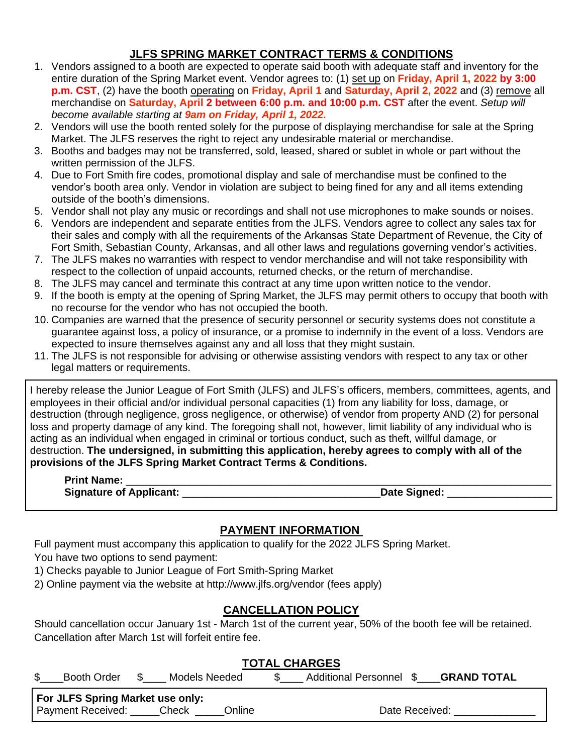## JLFS SPRING MARKET CONTRACT TERMS & CONDITIONS

1. Vendors assigned to a booth are expected to operate said booth with adequate staff and inventory for the entire duration of the Spring Market event. Vendor agrees to: (1) set up on **Friday, April 1, 2022 by 3:00 p.m. CST**, (2) have the booth operating on **Friday, April 1** and **Saturday, April 2, 2022** and (3) remove all merchandise on **Saturday, April 2 between 6:00 p.m. and 10:00 p.m. CST** after the event. *Setup will become available starting at **9am on Friday, April 1, 2022.***
2. Vendors will use the booth rented solely for the purpose of displaying merchandise for sale at the Spring Market. The JLFS reserves the right to reject any undesirable material or merchandise.
3. Booths and badges may not be transferred, sold, leased, shared or sublet in whole or part without the written permission of the JLFS.
4. Due to Fort Smith fire codes, promotional display and sale of merchandise must be confined to the vendor's booth area only. Vendor in violation are subject to being fined for any and all items extending outside of the booth's dimensions.
5. Vendor shall not play any music or recordings and shall not use microphones to make sounds or noises.
6. Vendors are independent and separate entities from the JLFS. Vendors agree to collect any sales tax for their sales and comply with all the requirements of the Arkansas State Department of Revenue, the City of Fort Smith, Sebastian County, Arkansas, and all other laws and regulations governing vendor's activities.
7. The JLFS makes no warranties with respect to vendor merchandise and will not take responsibility with respect to the collection of unpaid accounts, returned checks, or the return of merchandise.
8. The JLFS may cancel and terminate this contract at any time upon written notice to the vendor.
9. If the booth is empty at the opening of Spring Market, the JLFS may permit others to occupy that booth with no recourse for the vendor who has not occupied the booth.
10. Companies are warned that the presence of security personnel or security systems does not constitute a guarantee against loss, a policy of insurance, or a promise to indemnify in the event of a loss. Vendors are expected to insure themselves against any and all loss that they might sustain.
11. The JLFS is not responsible for advising or otherwise assisting vendors with respect to any tax or other legal matters or requirements.

I hereby release the Junior League of Fort Smith (JLFS) and JLFS's officers, members, committees, agents, and employees in their official and/or individual personal capacities (1) from any liability for loss, damage, or destruction (through negligence, gross negligence, or otherwise) of vendor from property AND (2) for personal loss and property damage of any kind. The foregoing shall not, however, limit liability of any individual who is acting as an individual when engaged in criminal or tortious conduct, such as theft, willful damage, or destruction. **The undersigned, in submitting this application, hereby agrees to comply with all of the provisions of the JLFS Spring Market Contract Terms & Conditions.**

**Print Name:** ______________________________________________

**Signature of Applicant:** ______________________________ **Date Signed:** ________________

## PAYMENT INFORMATION

Full payment must accompany this application to qualify for the 2022 JLFS Spring Market.
You have two options to send payment:
1) Checks payable to Junior League of Fort Smith-Spring Market
2) Online payment via the website at http://www.jlfs.org/vendor (fees apply)

## CANCELLATION POLICY

Should cancellation occur January 1st - March 1st of the current year, 50% of the booth fee will be retained. Cancellation after March 1st will forfeit entire fee.

## TOTAL CHARGES

$____Booth Order   $____ Models Needed   $____ Additional Personnel   $____**GRAND TOTAL**

**For JLFS Spring Market use only:**
Payment Received: _____Check _____Online   Date Received: ______________